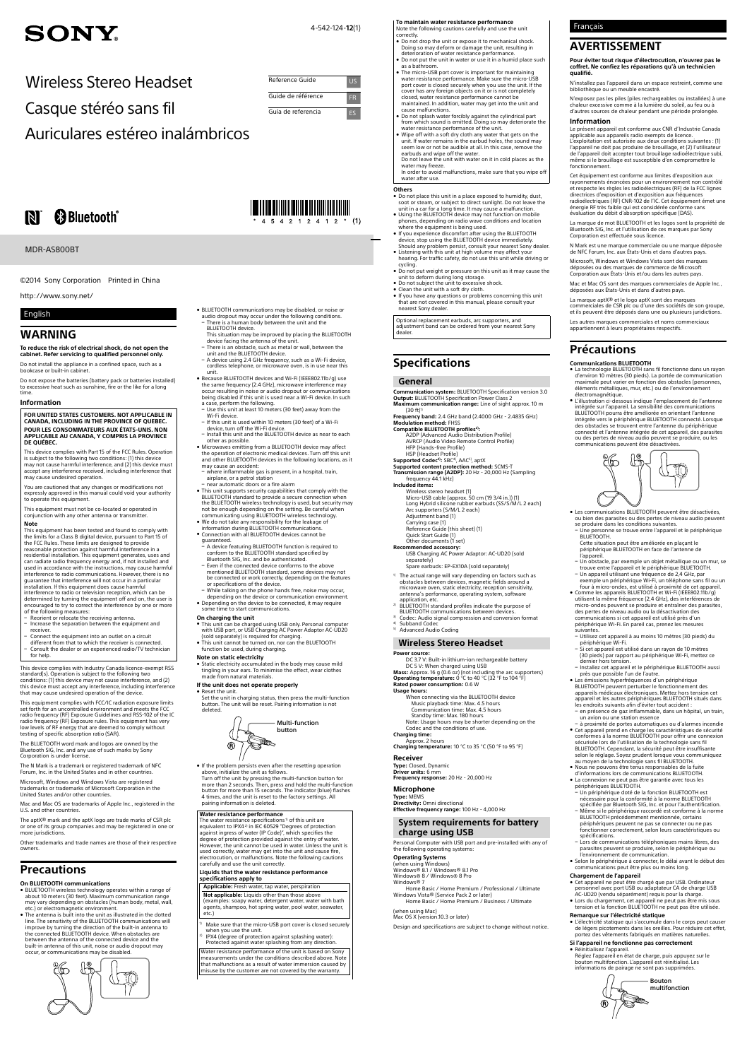# SONY

4-542-124-**12**(1)

# Wireless Stereo Headset

# Casque stéréo sans fil

# Auriculares estéreo inalámbricos

| | |
|---|---|
| Reference Guide | US |
| Guide de référence | FR |
| Guía de referencia | ES |

Bluetooth®

\* 4 5 4 2 1 2 4 1 2 \* (1)

MDR-AS800BT

©2014 Sony Corporation Printed in China

http://www.sony.net/

English

## WARNING

**To reduce the risk of electrical shock, do not open the cabinet. Refer servicing to qualified personnel only.**

Do not install the appliance in a confined space, such as a bookcase or built-in cabinet.

Do not expose the batteries (battery pack or batteries installed) to excessive heat such as sunshine, fire or the like for a long time.

### Information

**FOR UNITED STATES CUSTOMERS. NOT APPLICABLE IN CANADA, INCLUDING IN THE PROVINCE OF QUEBEC.**

**POUR LES CONSOMMATEURS AUX ÉTATS-UNIS. NON APPLICABLE AU CANADA, Y COMPRIS LA PROVINCE DE QUÉBEC.**

This device complies with Part 15 of the FCC Rules. Operation is subject to the following two conditions: (1) this device may not cause harmful interference, and (2) this device must accept any interference received, including interference that may cause undesired operation.

You are cautioned that any changes or modifications not expressly approved in this manual could void your authority to operate this equipment.

This equipment must not be co-located or operated in conjunction with any other antenna or transmitter.

**Note**

This equipment has been tested and found to comply with the limits for a Class B digital device, pursuant to Part 15 of the FCC Rules. These limits are designed to provide reasonable protection against harmful interference in a residential installation. This equipment generates, uses and can radiate radio frequency energy and, if not installed and used in accordance with the instructions, may cause harmful interference to radio communications. However, there is no guarantee that interference will not occur in a particular installation. If this equipment does cause harmful interference to radio or television reception, which can be determined by turning the equipment off and on, the user is encouraged to try to correct the interference by one or more of the following measures:

- Reorient or relocate the receiving antenna.
- Increase the separation between the equipment and receiver.
- Connect the equipment into an outlet on a circuit different from that to which the receiver is connected.
- Consult the dealer or an experienced radio/TV technician for help.

This device complies with Industry Canada licence-exempt RSS standard(s). Operation is subject to the following two conditions: (1) this device may not cause interference, and (2) this device must accept any interference, including interference that may cause undesired operation of the device.

This equipment complies with FCC/IC radiation exposure limits set forth for an uncontrolled environment and meets the FCC radio frequency (RF) Exposure Guidelines and RSS-102 of the IC radio frequency (RF) Exposure rules. This equipment has very low levels of RF energy that are deemed to comply without testing of specific absorption ratio (SAR).

The BLUETOOTH word mark and logos are owned by the Bluetooth SIG, Inc. and any use of such marks by Sony Corporation is under license.

The N Mark is a trademark or registered trademark of NFC Forum, Inc. in the United States and in other countries.

Microsoft, Windows and Windows Vista are registered trademarks or trademarks of Microsoft Corporation in the United States and/or other countries.

Mac and Mac OS are trademarks of Apple Inc., registered in the U.S. and other countries.

The aptX® mark and the aptX logo are trade marks of CSR plc or one of its group companies and may be registered in one or more jurisdictions.

Other trademarks and trade names are those of their respective owners.

## Precautions

**On BLUETOOTH communications**

- BLUETOOTH wireless technology operates within a range of about 10 meters (30 feet). Maximum communication range may vary depending on obstacles (human body, metal, wall, etc.) or electromagnetic environment.
- The antenna is built into the unit as illustrated in the dotted line. The sensitivity of the BLUETOOTH communications will improve by turning the direction of the built-in antenna to the connected BLUETOOTH device. When obstacles are between the antenna of the connected device and the built-in antenna of this unit, noise or audio dropout may occur, or communications may be disabled.
- BLUETOOTH communications may be disabled, or noise or audio dropout may occur under the following conditions.
  - There is a human body between the unit and the BLUETOOTH device.
    This situation may be improved by placing the BLUETOOTH device facing the antenna of the unit.
  - There is an obstacle, such as metal or wall, between the unit and the BLUETOOTH device.
  - A device using 2.4 GHz frequency, such as a Wi-Fi device, cordless telephone, or microwave oven, is in use near this unit.
- Because BLUETOOTH devices and Wi-Fi (IEEE802.11b/g) use the same frequency (2.4 GHz), microwave interference may occur resulting in noise or audio dropout or communications being disabled if this unit is used near a Wi-Fi device. In such a case, perform the following.
  - Use this unit at least 10 meters (30 feet) away from the Wi-Fi device.
  - If this unit is used within 10 meters (30 feet) of a Wi-Fi device, turn off the Wi-Fi device.
  - Install this unit and the BLUETOOTH device as near to each other as possible.
- Microwaves emitting from a BLUETOOTH device may affect the operation of electronic medical devices. Turn off this unit and other BLUETOOTH devices in the following locations, as it may cause an accident:
  - where inflammable gas is present, in a hospital, train, airplane, or a petrol station
  - near automatic doors or a fire alarm
- This unit supports security capabilities that comply with the BLUETOOTH standard to provide a secure connection when the BLUETOOTH wireless technology is used, but security may not be enough depending on the setting. Be careful when communicating using BLUETOOTH wireless technology.
- We do not take any responsibility for the leakage of information during BLUETOOTH communications.
- Connection with all BLUETOOTH devices cannot be guaranteed.
  - A device featuring BLUETOOTH function is required to conform to the BLUETOOTH standard specified by Bluetooth SIG, Inc. and be authenticated.
  - Even if the connected device conforms to the above mentioned BLUETOOTH standard, some devices may not be connected or work correctly, depending on the features or specifications of the device.
  - While talking on the phone hands free, noise may occur, depending on the device or communication environment.
- Depending on the device to be connected, it may require some time to start communications.

**On charging the unit**

- This unit can be charged using USB only. Personal computer with USB port, or USB Charging AC Power Adaptor AC-UD20 (sold separately) is required for charging.
- This unit cannot be turned on, nor can the BLUETOOTH function be used, during charging.

**Note on static electricity**

- Static electricity accumulated in the body may cause mild tingling in your ears. To minimise the effect, wear clothes made from natural materials.

**If the unit does not operate properly**

- Reset the unit.
  Set the unit in charging status, then press the multi-function button. The unit will be reset. Pairing information is not deleted.

Multi-function button

- If the problem persists even after the resetting operation above, initialize the unit as follows.
  Turn off the unit by pressing the multi-function button for more than 2 seconds. Then, press and hold the multi-function button for more than 15 seconds. The indicator (blue) flashes 4 times, and the unit is reset to the factory settings. All pairing information is deleted.

**Water resistance performance**

The water resistance specifications[1] of this unit are equivalent to IPX4[2] in IEC 60529 "Degrees of protection against ingress of water [IP Code]", which specifies the degree of protection provided against the entry of water. However, the unit cannot be used in water. Unless the unit is used correctly, water may get into the unit and cause fire, electrocution, or malfunctions. Note the following cautions carefully and use the unit correctly.

**Liquids that the water resistance performance specifications apply to**

| | |
|---|---|
| **Applicable:** | Fresh water, tap water, perspiration |
| **Not applicable:** | Liquids other than those above (examples: soapy water, detergent water, water with bath agents, shampoo, hot spring water, pool water, seawater, etc.) |

[1] Make sure that the micro-USB port cover is closed securely when you use the unit.
[2] IPX4 (degree of protection against splashing water): Protected against water splashing from any direction.

Water resistance performance of the unit is based on Sony measurements under the conditions described above. Note that malfunctions as a result of water immersion caused by misuse by the customer are not covered by the warranty.

**To maintain water resistance performance**

Note the following cautions carefully and use the unit correctly.

- Do not drop the unit or expose it to mechanical shock. Doing so may deform or damage the unit, resulting in deterioration of water resistance performance.
- Do not put the unit in water or use it in a humid place such as a bathroom.
- The micro-USB port cover is important for maintaining water resistance performance. Make sure the micro-USB port cover is closed securely when you use the unit. If the cover has any foreign objects on it or is not completely closed, water resistance performance cannot be maintained. In addition, water may get into the unit and cause malfunctions.
- Do not splash water forcibly against the cylindrical part from which sound is emitted. Doing so may deteriorate the water resistance performance of the unit.
- Wipe off with a soft dry cloth any water that gets on the unit. If water remains in the earbud holes, the sound may seem low or not be audible at all. In this case, remove the earbuds and wipe off the water.
  Do not leave the unit with water on it in cold places as the water may freeze.
  In order to avoid malfunctions, make sure that you wipe off water after use.

**Others**

- Do not place this unit in a place exposed to humidity, dust, soot or steam, or subject to direct sunlight. Do not leave the unit in a car for a long time. It may cause a malfunction.
- Using the BLUETOOTH device may not function on mobile phones, depending on radio wave conditions and location where the equipment is being used.
- If you experience discomfort after using the BLUETOOTH device, stop using the BLUETOOTH device immediately. Should any problem persist, consult your nearest Sony dealer.
- Listening with this unit at high volume may affect your hearing. For traffic safety, do not use this unit while driving or cycling.
- Do not put weight or pressure on this unit as it may cause the unit to deform during long storage.
- Do not subject the unit to excessive shock.
- Clean the unit with a soft dry cloth.
- If you have any questions or problems concerning this unit that are not covered in this manual, please consult your nearest Sony dealer.

Optional replacement earbuds, arc supporters, and adjustment band can be ordered from your nearest Sony dealer.

## Specifications

### General

**Communication system:** BLUETOOTH Specification version 3.0
**Output:** BLUETOOTH Specification Power Class 2
**Maximum communication range:** Line of sight approx. 10 m (30 ft)[1]
**Frequency band:** 2.4 GHz band (2.4000 GHz - 2.4835 GHz)
**Modulation method:** FHSS
**Compatible BLUETOOTH profiles[2]:**
A2DP (Advanced Audio Distribution Profile)
AVRCP (Audio Video Remote Control Profile)
HFP (Hands-free Profile)
HSP (Headset Profile)
**Supported Codec[3]:** SBC[4], AAC[5], aptX
**Supported content protection method:** SCMS-T
**Transmission range (A2DP):** 20 Hz - 20,000 Hz (Sampling frequency 44.1 kHz)
**Included items:**
Wireless stereo headset (1)
Micro-USB cable (approx. 50 cm (19 3/4 in.)) (1)
Long Hybrid silicone rubber earbuds (SS/S/M/L 2 each)
Arc supporters (S/M/L 2 each)
Adjustment band (1)
Carrying case (1)
Reference Guide (this sheet) (1)
Quick Start Guide (1)
Other documents (1 set)
**Recommended accessory:**
USB Charging AC Power Adaptor: AC-UD20 (sold separately)
Spare earbuds: EP-EX10A (sold separately)

[1] The actual range will vary depending on factors such as obstacles between devices, magnetic fields around a microwave oven, static electricity, reception sensitivity, antenna's performance, operating system, software application, etc.
[2] BLUETOOTH standard profiles indicate the purpose of BLUETOOTH communications between devices.
[3] Codec: Audio signal compression and conversion format
[4] Subband Codec
[5] Advanced Audio Coding

### Wireless Stereo Headset

**Power source:**
DC 3.7 V: Built-in lithium-ion rechargeable battery
DC 5 V: When charged using USB
**Mass:** Approx. 16 g (0.6 oz) (not including the arc supporters)
**Operating temperature:** 0 °C to 40 °C (32 °F to 104 °F)
**Rated power consumption:** 0.6 W
**Usage hours:**
When connecting via the BLUETOOTH device
Music playback time: Max. 4.5 hours
Communication time: Max. 4.5 hours
Standby time: Max. 180 hours
Note: Usage hours may be shorter depending on the Codec and the conditions of use.
**Charging time:**
Approx. 2 hours
**Charging temperature:** 10 °C to 35 °C (50 °F to 95 °F)

### Receiver

**Type:** Closed, Dynamic
**Driver units:** 6 mm
**Frequency response:** 20 Hz - 20,000 Hz

### Microphone

**Type:** MEMS
**Directivity:** Omni directional
**Effective frequency range:** 100 Hz - 4,000 Hz

### System requirements for battery charge using USB

Personal Computer with USB port and pre-installed with any of the following operating systems:

**Operating Systems**
(when using Windows)
Windows® 8.1 / Windows® 8.1 Pro
Windows® 8 / Windows® 8 Pro
Windows® 7
Home Basic / Home Premium / Professional / Ultimate
Windows Vista® (Service Pack 2 or later)
Home Basic / Home Premium / Business / Ultimate

(when using Mac)
Mac OS X (version10.3 or later)

Design and specifications are subject to change without notice.

Français

## AVERTISSEMENT

**Pour éviter tout risque d'électrocution, n'ouvrez pas le coffret. Ne confiez les réparations qu'à un technicien qualifié.**

N'installez pas l'appareil dans un espace restreint, comme une bibliothèque ou un meuble encastré.

N'exposez pas les piles (piles rechargeables ou installées) à une chaleur excessive comme à la lumière du soleil, au feu ou à d'autres sources de chaleur pendant une période prolongée.

### Information

Le présent appareil est conforme aux CNR d'Industrie Canada applicable aux appareils radio exempts de licence. L'exploitation est autorisée aux deux conditions suivantes : (1) l'appareil ne doit pas produire de brouillage, et (2) l'utilisateur de l'appareil doit accepter tout brouillage radioélectrique subi, même si le brouillage est susceptible d'en compromettre le fonctionnement.

Cet équipement est conforme aux limites d'exposition aux rayonnements énoncées pour un environnement non contrôlé et respecte les règles les radioélectriques (RF) de la FCC lignes directrices d'exposition et d'exposition aux fréquences radioélectriques (RF) CNR-102 de l'IC. Cet équipement émet une énergie RF très faible qui est considérée conforme sans évaluation du débit d'absorption spécifique (DAS).

La marque de mot BLUETOOTH et les logos sont la propriété de Bluetooth SIG, Inc. et l'utilisation de ces marques par Sony Corporation est effectuée sous licence.

N Mark est une marque commerciale ou une marque déposée de NFC Forum, Inc. aux États-Unis et dans d'autres pays.

Microsoft, Windows et Windows Vista sont des marques déposées ou des marques de commerce de Microsoft Corporation aux États-Unis et/ou dans les autres pays.

Mac et Mac OS sont des marques commerciales de Apple Inc., déposées aux États-Unis et dans d'autres pays.

La marque aptX® et le logo aptX sont des marques commerciales de CSR plc ou d'une des sociétés de son groupe, et ils peuvent être déposés dans une ou plusieurs juridictions.

Les autres marques commerciales et noms commerciaux appartiennent à leurs propriétaires respectifs.

## Précautions

**Communications BLUETOOTH**

- La technologie BLUETOOTH sans fil fonctionne dans un rayon d'environ 10 mètres (30 pieds). La portée de communication maximale peut varier en fonction des obstacles (personnes, éléments métalliques, mur, etc.) ou de l'environnement électromagnétique.
- L'illustration ci-dessous indique l'emplacement de l'antenne intégrée sur l'appareil. La sensibilité des communications BLUETOOTH pourra être améliorée en orientant l'antenne intégrée vers le périphérique BLUETOOTH connecté. Lorsque des obstacles se trouvent entre l'antenne du périphérique connecté et l'antenne intégrée de cet appareil, des parasites ou des pertes de niveau audio peuvent se produire, ou les communications peuvent être désactivées.
- Les communications BLUETOOTH peuvent être désactivées, ou bien des parasites ou des pertes de niveau audio peuvent se produire dans les conditions suivantes.
  - Une personne se trouve entre l'appareil et le périphérique BLUETOOTH.
    Cette situation peut être améliorée en plaçant le périphérique BLUETOOTH en face de l'antenne de l'appareil.
  - Un obstacle, par exemple un objet métallique ou un mur, se trouve entre l'appareil et le périphérique BLUETOOTH.
  - Un appareil utilisant une fréquence de 2,4 GHz, par exemple un périphérique Wi-Fi, un téléphone sans fil ou un four à micro-ondes, est utilisé à proximité de cet appareil.
- Comme les appareils BLUETOOTH et Wi-Fi (IEEE802.11b/g) utilisent la même fréquence (2,4 GHz), des interférences de micro-ondes peuvent se produire et entraîner des parasites, des pertes de niveau audio ou la désactivation des communications si cet appareil est utilisé près d'un périphérique Wi-Fi. En pareil cas, prenez les mesures suivantes.
  - Utilisez cet appareil à au moins 10 mètres (30 pieds) du périphérique Wi-Fi.
  - Si cet appareil est utilisé dans un rayon de 10 mètres (30 pieds) par rapport au périphérique Wi-Fi, mettez ce dernier hors tension.
  - Installez cet appareil et le périphérique BLUETOOTH aussi près que possible l'un de l'autre.
- Les émissions hyperfréquences d'un périphérique BLUETOOTH peuvent perturber le fonctionnement des appareils médicaux électroniques. Mettez hors tension cet appareil et les autres périphériques BLUETOOTH situés dans les endroits suivants afin d'éviter tout accident :
  - en présence de gaz inflammable, dans un hôpital, un train, un avion ou une station essence
  - à proximité de portes automatiques ou d'alarmes incendie
- Cet appareil prend en charge les caractéristiques de sécurité conformes à la norme BLUETOOTH pour offrir une connexion sécurisée lors de l'utilisation de la technologie sans fil BLUETOOTH. Cependant, la sécurité peut être insuffisante selon le réglage. Soyez prudent lorsque vous communiquez au moyen de la technologie sans fil BLUETOOTH.
- Nous ne pouvons être tenus responsables de la fuite d'informations lors de communications BLUETOOTH.
- La connexion ne peut pas être garantie avec tous les périphériques BLUETOOTH.
  - Un périphérique doté de la fonction BLUETOOTH est nécessaire pour la conformité à la norme BLUETOOTH spécifiée par Bluetooth SIG, Inc. et pour l'authentification.
  - Même si le périphérique raccordé est conforme à la norme BLUETOOTH précédemment mentionnée, certains périphériques peuvent ne pas se connecter ou ne pas fonctionner correctement, selon leurs caractéristiques ou spécifications.
  - Lors de communications téléphoniques mains libres, des parasites peuvent se produire, selon le périphérique ou l'environnement de communication.
- Selon le périphérique à connecter, le délai avant le début des communications peut être plus ou moins long.

**Chargement de l'appareil**

- Cet appareil ne peut être chargé que par USB. Ordinateur personnel avec port USB ou adaptateur CA de charge USB AC-UD20 (vendu séparément) requis pour la charge.
- Lors du chargement, cet appareil ne peut pas être mis sous tension et la fonction BLUETOOTH ne peut pas être utilisée.

**Remarque sur l'électricité statique**

- L'électricité statique qui s'accumule dans le corps peut causer de légers picotements dans les oreilles. Pour réduire cet effet, portez des vêtements fabriqués en matières naturelles.

**Si l'appareil ne fonctionne pas correctement**

- Réinitialisez l'appareil.
  Réglez l'appareil en état de charge, puis appuyez sur le bouton multifonction. L'appareil est réinitialisé. Les informations de pairage ne sont pas supprimées.

Bouton multifonction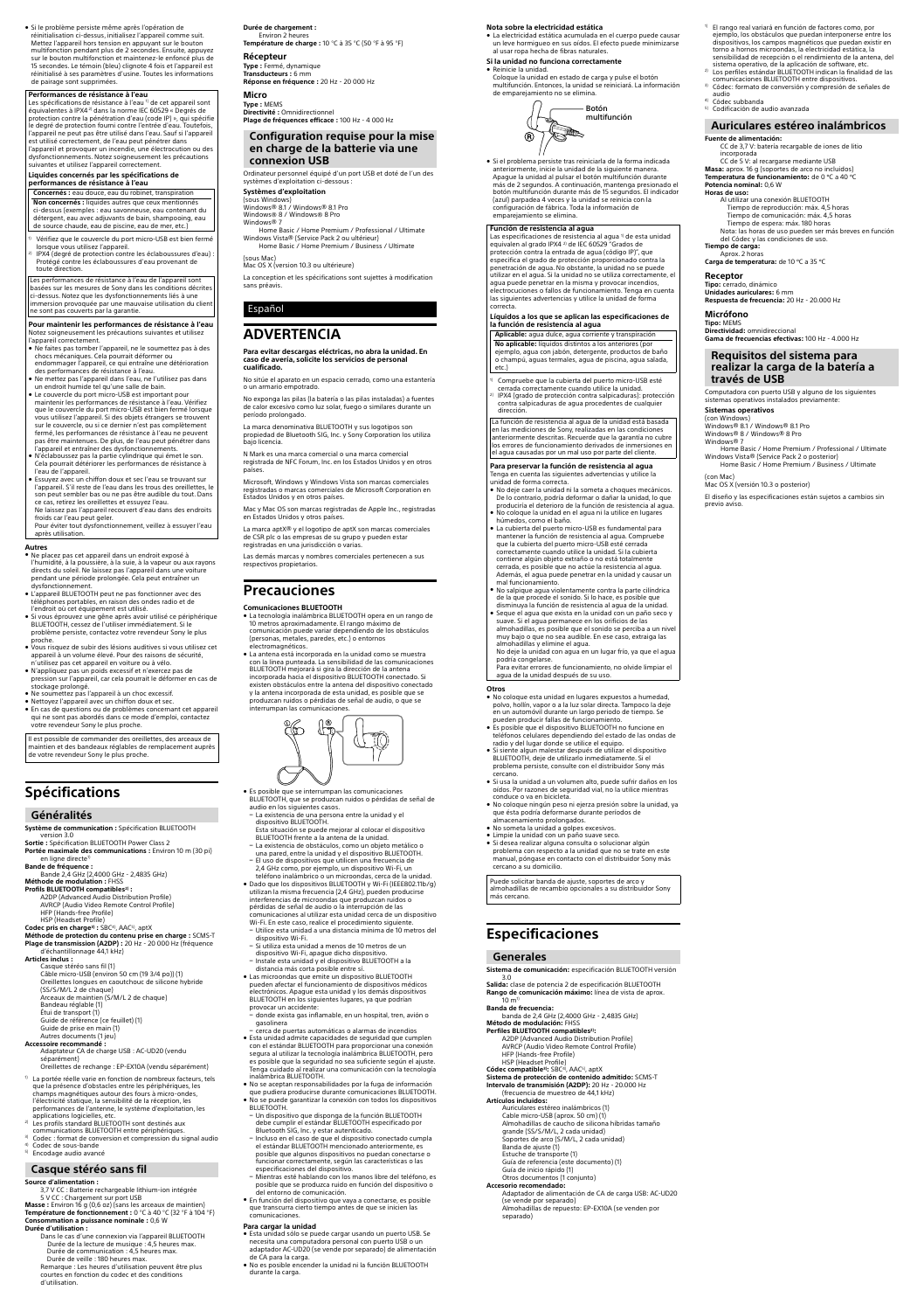- Si le problème persiste même après l'opération de réinitialisation ci-dessus, initialisez l'appareil comme suit. Mettez l'appareil hors tension en appuyant sur le bouton multifonction pendant plus de 2 secondes. Ensuite, appuyez sur le bouton multifonction et maintenez-le enfoncé plus de 15 secondes. Le témoin (bleu) clignote 4 fois et l'appareil est réinitialisé à ses paramètres d'usine. Toutes les informations de jumelage sont supprimées.

**Performances de résistance à l'eau**

Les spécifications de résistance à l'eau [1] de cet appareil sont équivalentes à IPX4 [2] dans la norme IEC 60529 « Degrés de protection contre la pénétration d'eau (code IP) », qui spécifie le degré de protection fourni contre l'entrée d'eau. Toutefois, l'appareil ne peut pas être utilisé dans l'eau. Sauf si l'appareil est utilisé correctement, de l'eau peut pénétrer dans l'appareil et provoquer un incendie, une électrocution ou des dysfonctionnements. Notez soigneusement les précautions suivantes et utilisez l'appareil correctement.

**Liquides concernés par les spécifications de performances de résistance à l'eau**

**Concernés :** eau douce, eau du robinet, transpiration

**Non concernés :** liquides autres que ceux mentionnés ci-dessus (exemples : eau savonneuse, eau contenant du détergent, eau avec adjuvants de bain, shampooing, eau de source chaude, eau de piscine, eau de mer, etc.)

[1] Vérifiez que le couvercle du port micro-USB est bien fermé lorsque vous utilisez l'appareil.

[2] IPX4 (degré de protection contre les éclaboussures d'eau) : Protégé contre les éclaboussures d'eau provenant de toute direction.

Les performances de résistance à l'eau de l'appareil sont basées sur les mesures de Sony dans les conditions décrites ci-dessus. Notez que les dysfonctionnements liés à une immersion provoquée par une mauvaise utilisation du client ne sont pas couverts par la garantie.

**Pour maintenir les performances de résistance à l'eau**

Notez soigneusement les précautions suivantes et utilisez l'appareil correctement.

- Ne faites pas tomber l'appareil, ne le soumettez pas à des chocs mécaniques. Cela pourrait déformer ou endommager l'appareil, ce qui entraîne une détérioration des performances de résistance à l'eau.
- Ne mettez pas l'appareil dans l'eau, ne l'utilisez pas dans un endroit humide tel qu'une salle de bain.
- Le couvercle du port micro-USB est important pour maintenir les performances de résistance à l'eau. Vérifiez que le couvercle du port micro-USB est bien fermé lorsque vous utilisez l'appareil. Si des objets étrangers se trouvent sur le couvercle, ou si ce dernier n'est pas complètement fermé, les performances de résistance à l'eau ne peuvent pas être maintenues. De plus, de l'eau peut pénétrer dans l'appareil et entraîner des dysfonctionnements.
- N'éclaboussez pas la partie cylindrique qui émet le son. Cela pourrait détériorer les performances de résistance à l'eau de l'appareil.
- Essuyez avec un chiffon doux et sec l'eau se trouvant sur l'appareil. S'il reste de l'eau dans les trous des oreillettes, le son peut sembler bas ou ne pas être audible du tout. Dans ce cas, retirez les oreillettes et essuyez l'eau.
  Ne laissez pas l'appareil recouvert d'eau dans des endroits froids car l'eau peut geler.
  Pour éviter tout dysfonctionnement, veillez à essuyer l'eau après utilisation.

**Autres**

- Ne placez pas cet appareil dans un endroit exposé à l'humidité, à la poussière, à la suie, à la vapeur ou aux rayons directs du soleil. Ne laissez pas l'appareil dans une voiture pendant une période prolongée. Cela peut entraîner un dysfonctionnement.
- L'appareil BLUETOOTH peut ne pas fonctionner avec des téléphones portables, en raison des ondes radio et de l'endroit où cet équipement est utilisé.
- Si vous éprouvez une gêne après avoir utilisé ce périphérique BLUETOOTH, cessez de l'utiliser immédiatement. Si le problème persiste, contactez votre revendeur Sony le plus proche.
- Vous risquez de subir des lésions auditives si vous utilisez cet appareil à un volume élevé. Pour des raisons de sécurité, n'utilisez pas cet appareil en voiture ou à vélo.
- N'appliquez pas un poids excessif et n'exercez pas de pression sur l'appareil, car cela pourrait le déformer en cas de stockage prolongé.
- Ne soumettez pas l'appareil à un choc excessif.
- Nettoyez l'appareil avec un chiffon doux et sec.
- En cas de questions ou de problèmes concernant cet appareil qui ne sont pas abordés dans ce mode d'emploi, contactez votre revendeur Sony le plus proche.

Il est possible de commander des oreillettes, des arceaux de maintien et des bandeaux réglables de remplacement auprès de votre revendeur Sony le plus proche.

# Spécifications

## Généralités

**Système de communication :** Spécification BLUETOOTH version 3.0
**Sortie :** Spécification BLUETOOTH Power Class 2
**Portée maximale des communications :** Environ 10 m (30 pi) en ligne directe[1]
**Bande de fréquence :**
Bande 2,4 GHz (2,4000 GHz - 2,4835 GHz)
**Méthode de modulation :** FHSS
**Profils BLUETOOTH compatibles[2] :**
A2DP (Advanced Audio Distribution Profile)
AVRCP (Audio Video Remote Control Profile)
HFP (Hands-free Profile)
HSP (Headset Profile)
**Codec pris en charge[3] :** SBC[4], AAC[5], aptX
**Méthode de protection du contenu prise en charge :** SCMS-T
**Plage de transmission (A2DP) :** 20 Hz - 20 000 Hz (fréquence d'échantillonnage 44,1 kHz)
**Articles inclus :**
Casque stéréo sans fil (1)
Câble micro-USB (environ 50 cm (19 3/4 po)) (1)
Oreillettes longues en caoutchouc de silicone hybride (SS/S/M/L 2 de chaque)
Arceaux de maintien (S/M/L 2 de chaque)
Bandeau réglable (1)
Étui de transport (1)
Guide de référence (ce feuillet) (1)
Guide de prise en main (1)
Autres documents (1 jeu)
**Accessoire recommandé :**
Adaptateur CA de charge USB : AC-UD20 (vendu séparément)
Oreillettes de rechange : EP-EX10A (vendu séparément)

[1] La portée réelle varie en fonction de nombreux facteurs, tels que la présence d'obstacles entre les périphériques, les champs magnétiques autour des fours à micro-ondes, l'électricité statique, la sensibilité de la réception, les performances de l'antenne, le système d'exploitation, les applications logicielles, etc.
[2] Les profils standard BLUETOOTH sont destinés aux communications BLUETOOTH entre périphériques.
[3] Codec : format de conversion et compression du signal audio
[4] Codec de sous-bande
[5] Encodage audio avancé

## Casque stéréo sans fil

**Source d'alimentation :**
3,7 V CC : Batterie rechargeable lithium-ion intégrée
5 V CC : Chargement sur port USB
**Masse :** Environ 16 g (0,6 oz) (sans les arceaux de maintien)
**Température de fonctionnement :** 0 °C à 40 °C (32 °F à 104 °F)
**Consommation à puissance nominale :** 0,6 W
**Durée d'utilisation :**
Dans le cas d'une connexion via l'appareil BLUETOOTH
Durée de la lecture de musique : 4,5 heures max.
Durée de communication : 4,5 heures max.
Durée de veille : 180 heures max.
Remarque : Les heures d'utilisation peuvent être plus courtes en fonction du codec et des conditions d'utilisation.
**Durée de chargement :**
Environ 2 heures
**Température de charge :** 10 °C à 35 °C (50 °F à 95 °F)

### Récepteur

**Type :** Fermé, dynamique
**Transducteurs :** 6 mm
**Réponse en fréquence :** 20 Hz - 20 000 Hz

### Micro

**Type :** MEMS
**Directivité :** Omnidirectionnel
**Plage de fréquences efficace :** 100 Hz - 4 000 Hz

## Configuration requise pour la mise en charge de la batterie via une connexion USB

Ordinateur personnel équipé d'un port USB et doté de l'un des systèmes d'exploitation ci-dessous :

**Systèmes d'exploitation**

(sous Windows)
Windows® 8.1 / Windows® 8.1 Pro
Windows® 8 / Windows® 8 Pro
Windows® 7
Home Basic / Home Premium / Professional / Ultimate
Windows Vista® (Service Pack 2 ou ultérieur)
Home Basic / Home Premium / Business / Ultimate

(sous Mac)
Mac OS X (version 10.3 ou ultérieure)

La conception et les spécifications sont sujettes à modification sans préavis.

Español

# ADVERTENCIA

**Para evitar descargas eléctricas, no abra la unidad. En caso de avería, solicite los servicios de personal cualificado.**

No sitúe el aparato en un espacio cerrado, como una estantería o un armario empotrado.

No exponga las pilas (la batería o las pilas instaladas) a fuentes de calor excesivo como luz solar, fuego o similares durante un período prolongado.

La marca denominativa BLUETOOTH y sus logotipos son propiedad de Bluetooth SIG, Inc. y Sony Corporation los utiliza bajo licencia.

N Mark es una marca comercial o una marca comercial registrada de NFC Forum, Inc. en los Estados Unidos y en otros países.

Microsoft, Windows y Windows Vista son marcas comerciales registradas o marcas comerciales de Microsoft Corporation en Estados Unidos y en otros países.

Mac y Mac OS son marcas registradas de Apple Inc., registradas en Estados Unidos y otros países.

La marca aptX® y el logotipo de aptX son marcas comerciales de CSR plc o las empresas de su grupo y pueden estar registradas en una jurisdicción o varias.

Las demás marcas y nombres comerciales pertenecen a sus respectivos propietarios.

# Precauciones

**Comunicaciones BLUETOOTH**

- La tecnología inalámbrica BLUETOOTH opera en un rango de 10 metros aproximadamente. El rango máximo de comunicación puede variar dependiendo de los obstáculos (personas, metales, paredes, etc.) o entornos electromagnéticos.
- La antena está incorporada en la unidad como se muestra con la línea punteada. La sensibilidad de las comunicaciones BLUETOOTH mejorará si gira la dirección de la antena incorporada hacia el dispositivo BLUETOOTH conectado. Si existen obstáculos entre la antena del dispositivo conectado y la antena incorporada de esta unidad, es posible que se produzcan ruidos o pérdidas de señal de audio, o que se interrumpan las comunicaciones.
- Es posible que se interrumpan las comunicaciones BLUETOOTH, que se produzcan ruidos o pérdidas de señal de audio en los siguientes casos.
  - La existencia de una persona entre la unidad y el dispositivo BLUETOOTH.
    Esta situación se puede mejorar al colocar el dispositivo BLUETOOTH frente a la antena de la unidad.
  - La existencia de obstáculos, como un objeto metálico o una pared, entre la unidad y el dispositivo BLUETOOTH.
  - El uso de dispositivos que utilicen una frecuencia de 2,4 GHz como, por ejemplo, un dispositivo Wi-Fi, un teléfono inalámbrico o un microondas, cerca de la unidad.
- Dado que los dispositivos BLUETOOTH y Wi-Fi (IEEE802.11b/g) utilizan la misma frecuencia (2,4 GHz), pueden producirse interferencias de microondas que produzcan ruidos o pérdidas de señal de audio o la interrupción de las comunicaciones al utilizar esta unidad cerca de un dispositivo Wi-Fi. En este caso, realice el procedimiento siguiente.
  - Utilice esta unidad a una distancia mínima de 10 metros del dispositivo Wi-Fi.
  - Si utiliza esta unidad a menos de 10 metros de un dispositivo Wi-Fi, apague dicho dispositivo.
  - Instale esta unidad y el dispositivo BLUETOOTH a la distancia más corta posible entre sí.
- Las microondas que emite un dispositivo BLUETOOTH pueden afectar el funcionamiento de dispositivos médicos electrónicos. Apague esta unidad y los demás dispositivos BLUETOOTH en los siguientes lugares, ya que podrían provocar un accidente:
  - donde exista gas inflamable, en un hospital, tren, avión o gasolinera
  - cerca de puertas automáticas o alarmas de incendios
- Esta unidad admite capacidades de seguridad que cumplen con el estándar BLUETOOTH para proporcionar una conexión segura al utilizar la tecnología inalámbrica BLUETOOTH, pero es posible que la seguridad no sea suficiente según el ajuste. Tenga cuidado al realizar una comunicación con la tecnología inalámbrica BLUETOOTH.
- No se aceptan responsabilidades por la fuga de información que pudiera producirse durante comunicaciones BLUETOOTH.
- No se puede garantizar la conexión con todos los dispositivos BLUETOOTH.
  - Un dispositivo que disponga de la función BLUETOOTH debe cumplir el estándar BLUETOOTH especificado por Bluetooth SIG, Inc. y estar autenticado.
  - Incluso en el caso de que el dispositivo conectado cumpla el estándar BLUETOOTH mencionado anteriormente, es posible que algunos dispositivos no puedan conectarse o funcionar correctamente, según las características o las especificaciones del dispositivo.
  - Mientras esté hablando con los manos libre del teléfono, es posible que se produzca ruido en función del dispositivo o del entorno de comunicación.
- En función del dispositivo que vaya a conectarse, es posible que transcurra cierto tiempo antes de que se inicien las comunicaciones.

**Para cargar la unidad**

- Esta unidad sólo se puede cargar usando un puerto USB. Se necesita una computadora personal con puerto USB o un adaptador AC-UD20 (se vende por separado) de alimentación de CA para la carga.
- No es posible encender la unidad ni la función BLUETOOTH durante la carga.

**Nota sobre la electricidad estática**

- La electricidad estática acumulada en el cuerpo puede causar un leve hormigueo en sus oídos. El efecto puede minimizarse al usar ropa hecha de fibras naturales.

**Si la unidad no funciona correctamente**

- Reinicie la unidad.
  Coloque la unidad en estado de carga y pulse el botón multifunción. Entonces, la unidad se reiniciará. La información de emparejamiento no se elimina.

Botón multifunción

- Si el problema persiste tras reiniciarla de la forma indicada anteriormente, inicie la unidad de la siguiente manera. Apague la unidad al pulsar el botón multifunción durante más de 2 segundos. A continuación, mantenga presionado el botón multifunción durante más de 15 segundos. El indicador (azul) parpadea 4 veces y la unidad se reinicia con la configuración de fábrica. Toda la información de emparejamiento se elimina.

**Función de resistencia al agua**

Las especificaciones de resistencia al agua [1] de esta unidad equivalen al grado IPX4 [2] de IEC 60529 "Grados de protección contra la entrada de agua (código IP)", que especifica el grado de protección proporcionado contra la penetración de agua. No obstante, la unidad no se puede utilizar en el agua. Si la unidad no se utiliza correctamente, el agua puede penetrar en la misma y provocar incendios, electrocuciones o fallos de funcionamiento. Tenga en cuenta las siguientes advertencias y utilice la unidad de forma correcta.

**Líquidos a los que se aplican las especificaciones de la función de resistencia al agua**

**Aplicable:** agua dulce, agua corriente y transpiración

**No aplicable:** líquidos distintos a los anteriores (por ejemplo, agua con jabón, detergente, productos de baño o champú, aguas termales, agua de piscina, agua salada, etc.)

[1] Compruebe que la cubierta del puerto micro-USB esté cerrada correctamente cuando utilice la unidad.
[2] IPX4 (grado de protección contra salpicaduras): protección contra salpicaduras de agua procedentes de cualquier dirección.

La función de resistencia al agua de la unidad está basada en las mediciones de Sony, realizadas en las condiciones anteriormente descritas. Recuerde que la garantía no cubre los errores de funcionamiento derivados de inmersiones en el agua causadas por un mal uso por parte del cliente.

**Para preservar la función de resistencia al agua**

Tenga en cuenta las siguientes advertencias y utilice la unidad de forma correcta.

- No deje caer la unidad ni la someta a choques mecánicos. De lo contrario, podría deformar o dañar la unidad, lo que produciría el deterioro de la función de resistencia al agua.
- No coloque la unidad en el agua ni la utilice en lugares húmedos, como el baño.
- La cubierta del puerto micro-USB es fundamental para mantener la función de resistencia al agua. Compruebe que la cubierta del puerto micro-USB esté cerrada correctamente cuando utilice la unidad. Si la cubierta contiene algún objeto extraño o no está totalmente cerrada, es posible que no actúe la resistencia al agua. Además, el agua puede penetrar en la unidad y causar un mal funcionamiento.
- No salpique agua violentamente contra la parte cilíndrica de la que procede el sonido. Si lo hace, es posible que disminuya la función de resistencia al agua de la unidad.
- Seque el agua que exista en la unidad con un paño seco y suave. Si el agua permanece en los orificios de las almohadillas, es posible que el sonido se perciba a un nivel muy bajo o que no se pueda oír. En ese caso, extraiga las almohadillas y elimine el agua.
  No deje la unidad con agua en un lugar frío, ya que el agua podría congelarse.
  Para evitar errores de funcionamiento, no olvide limpiar el agua de la unidad después de su uso.

**Otros**

- No coloque esta unidad en lugares expuestos a humedad, polvo, hollín, vapor o a la luz solar directa. Tampoco la deje en un automóvil durante un largo período de tiempo. Se pueden producir fallas de funcionamiento.
- Es posible que el dispositivo BLUETOOTH no funcione en teléfonos celulares dependiendo del estado de las ondas de radio y del lugar donde se utilice el equipo.
- Si siente algún malestar después de utilizar el dispositivo BLUETOOTH, deje de utilizarlo inmediatamente. Si el problema persiste, consulte con el distribuidor Sony más cercano.
- Si usa la unidad a un volumen alto, puede sufrir daños en los oídos. Por razones de seguridad vial, no la utilice mientras conduce o va en bicicleta.
- No coloque ningún peso ni ejerza presión sobre la unidad, ya que ésta podría deformarse durante períodos de almacenamiento prolongados.
- No someta la unidad a golpes excesivos.
- Limpie la unidad con un paño suave seco.
- Si desea realizar alguna consulta o solucionar algún problema con respecto a la unidad que no se trate en este manual, póngase en contacto con el distribuidor Sony más cercano a su domicilio.

Puede solicitar banda de ajuste, soportes de arco y almohadillas de recambio opcionales a su distribuidor Sony más cercano.

# Especificaciones

## Generales

**Sistema de comunicación:** especificación BLUETOOTH versión 3.0
**Salida:** clase de potencia 2 de especificación BLUETOOTH
**Rango de comunicación máximo:** línea de vista de aprox. 10 m[1]
**Banda de frecuencia:**
banda de 2,4 GHz (2,4000 GHz - 2,4835 GHz)
**Método de modulación:** FHSS
**Perfiles BLUETOOTH compatibles[2]:**
A2DP (Advanced Audio Distribution Profile)
AVRCP (Audio Video Remote Control Profile)
HFP (Hands-free Profile)
HSP (Headset Profile)
**Códec compatible[3]:** SBC[4], AAC[5], aptX
**Sistema de protección de contenido admitido:** SCMS-T
**Intervalo de transmisión (A2DP):** 20 Hz - 20.000 Hz (frecuencia de muestreo de 44,1 kHz)
**Artículos incluidos:**
Auriculares estéreo inalámbricos (1)
Cable micro-USB (aprox. 50 cm) (1)
Almohadillas de caucho de silicona híbridas tamaño grande (SS/S/M/L, 2 cada unidad)
Soportes de arco (S/M/L, 2 cada unidad)
Banda de ajuste (1)
Estuche de transporte (1)
Guía de referencia (este documento) (1)
Guía de inicio rápido (1)
Otros documentos (1 conjunto)
**Accesorio recomendado:**
Adaptador de alimentación de CA de carga USB: AC-UD20 (se vende por separado)
Almohadillas de repuesto: EP-EX10A (se venden por separado)

[1] El rango real variará en función de factores como, por ejemplo, los obstáculos que puedan interponerse entre los dispositivos, los campos magnéticos que puedan existir en torno a hornos microondas, la electricidad estática, la sensibilidad de recepción o el rendimiento de la antena, del sistema operativo, de la aplicación de software, etc.
[2] Los perfiles estándar BLUETOOTH indican la finalidad de las comunicaciones BLUETOOTH entre dispositivos.
[3] Códec: formato de conversión y compresión de señales de audio
[4] Códec subbanda
[5] Codificación de audio avanzada

## Auriculares estéreo inalámbricos

**Fuente de alimentación:**
CC de 3,7 V: batería recargable de iones de litio incorporada
CC de 5 V: al recargarse mediante USB
**Masa:** aprox. 16 g (soportes de arco no incluidos)
**Temperatura de funcionamiento:** de 0 °C a 40 °C
**Potencia nominal:** 0,6 W
**Horas de uso:**
Al utilizar una conexión BLUETOOTH
Tiempo de reproducción: máx. 4,5 horas
Tiempo de comunicación: máx. 4,5 horas
Tiempo de espera: máx. 180 horas
Nota: las horas de uso pueden ser más breves en función del Códec y las condiciones de uso.
**Tiempo de carga:**
Aprox. 2 horas
**Carga de temperatura:** de 10 °C a 35 °C

### Receptor

**Tipo:** cerrado, dinámico
**Unidades auriculares:** 6 mm
**Respuesta de frecuencia:** 20 Hz - 20.000 Hz

### Micrófono

**Tipo:** MEMS
**Directividad:** omnidireccional
**Gama de frecuencias efectivas:** 100 Hz - 4.000 Hz

## Requisitos del sistema para realizar la carga de la batería a través de USB

Computadora con puerto USB y alguno de los siguientes sistemas operativos instalados previamente:

**Sistemas operativos**

(con Windows)
Windows® 8.1 / Windows® 8.1 Pro
Windows® 8 / Windows® 8 Pro
Windows® 7
Home Basic / Home Premium / Professional / Ultimate
Windows Vista® (Service Pack 2 o posterior)
Home Basic / Home Premium / Business / Ultimate

(con Mac)
Mac OS X (versión 10.3 o posterior)

El diseño y las especificaciones están sujetos a cambios sin previo aviso.